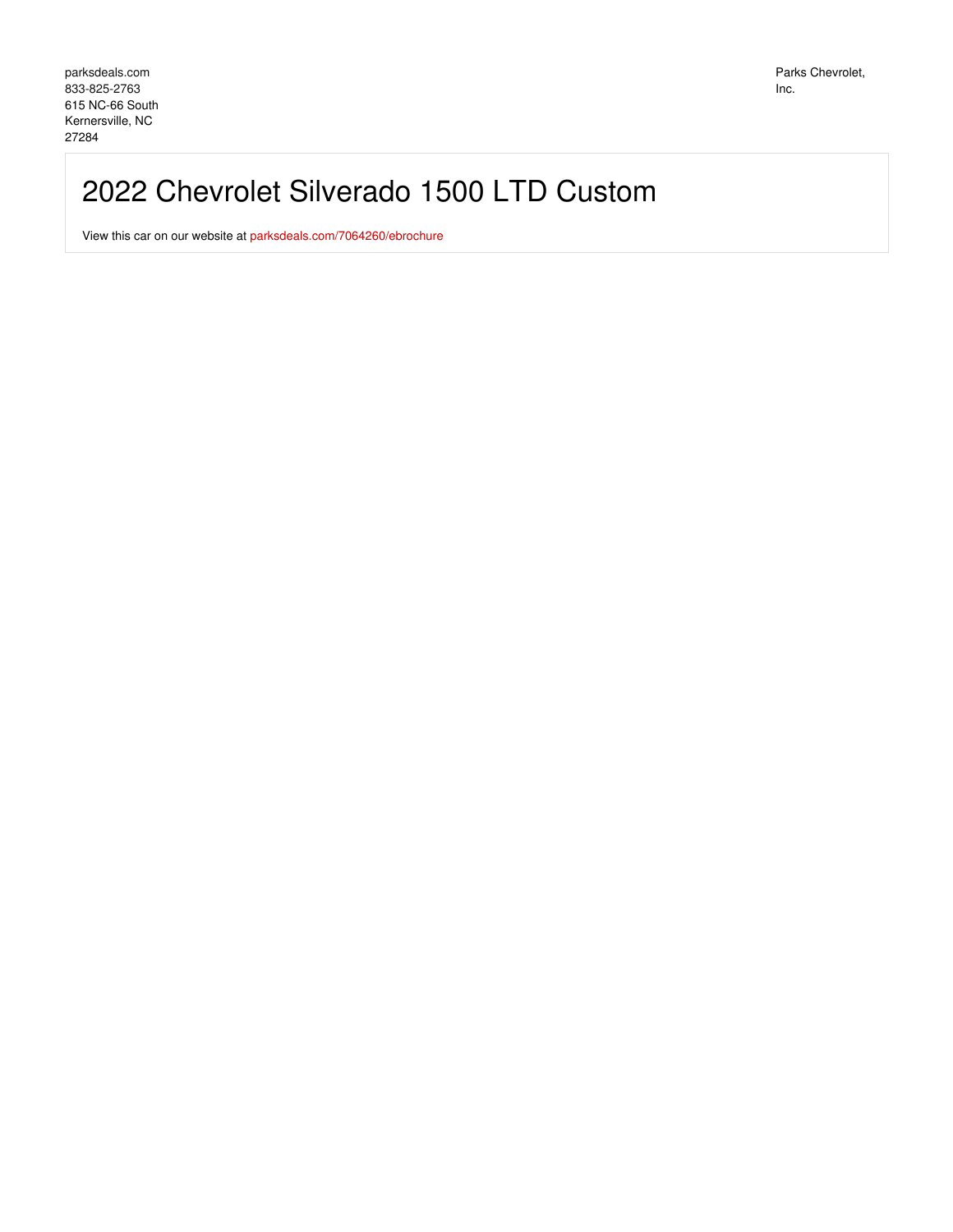parksdeals.com
833-825-2763
615 NC-66 South
Kernersville, NC
27284

Parks Chevrolet, Inc.

# 2022 Chevrolet Silverado 1500 LTD Custom

View this car on our website at parksdeals.com/7064260/ebrochure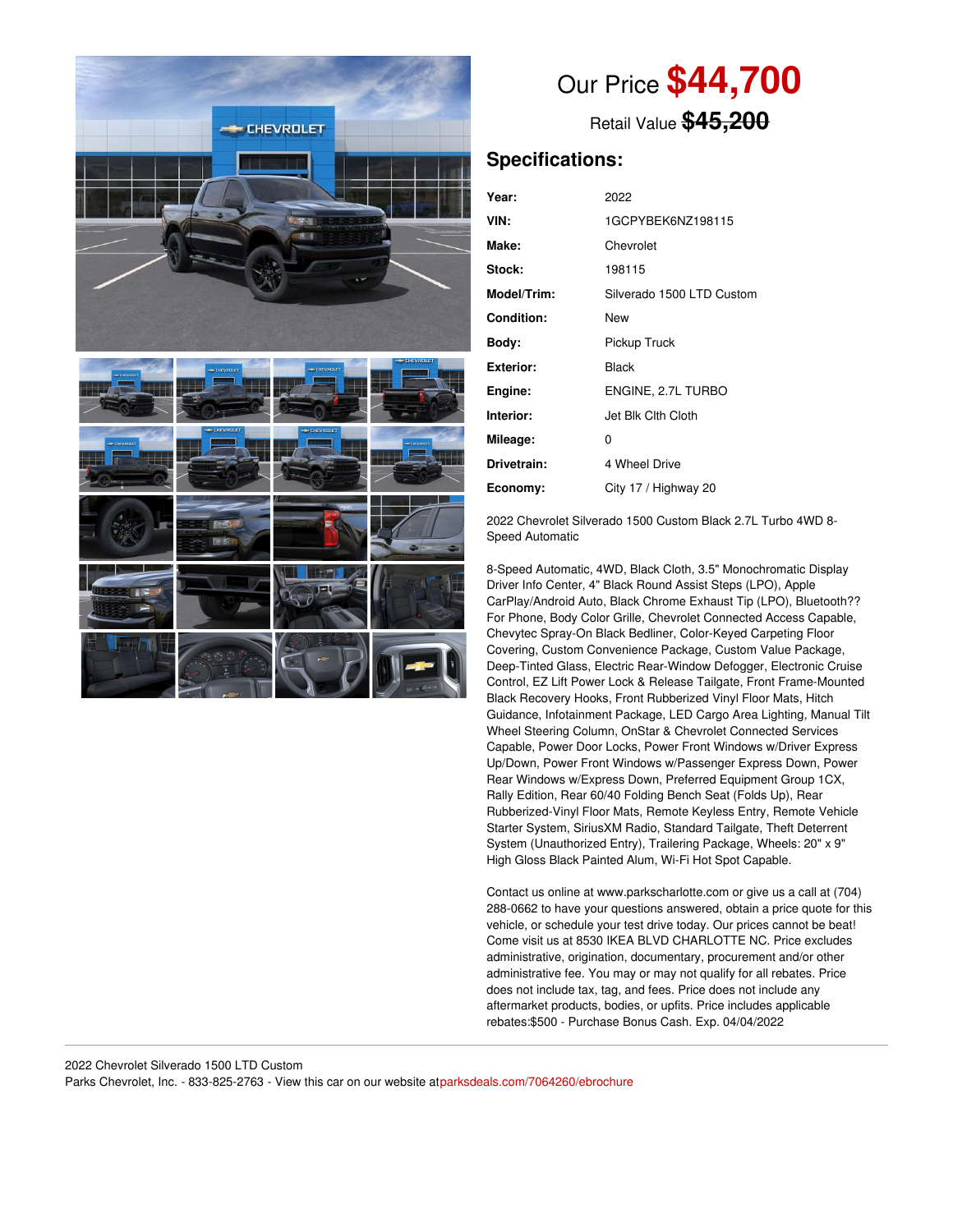# Our Price **$44,700**

Retail Value ~~$45,200~~

## Specifications:

| | |
|---|---|
| **Year:** | 2022 |
| **VIN:** | 1GCPYBEK6NZ198115 |
| **Make:** | Chevrolet |
| **Stock:** | 198115 |
| **Model/Trim:** | Silverado 1500 LTD Custom |
| **Condition:** | New |
| **Body:** | Pickup Truck |
| **Exterior:** | Black |
| **Engine:** | ENGINE, 2.7L TURBO |
| **Interior:** | Jet Blk Clth Cloth |
| **Mileage:** | 0 |
| **Drivetrain:** | 4 Wheel Drive |
| **Economy:** | City 17 / Highway 20 |

2022 Chevrolet Silverado 1500 Custom Black 2.7L Turbo 4WD 8-Speed Automatic

8-Speed Automatic, 4WD, Black Cloth, 3.5" Monochromatic Display Driver Info Center, 4" Black Round Assist Steps (LPO), Apple CarPlay/Android Auto, Black Chrome Exhaust Tip (LPO), Bluetooth?? For Phone, Body Color Grille, Chevrolet Connected Access Capable, Chevytec Spray-On Black Bedliner, Color-Keyed Carpeting Floor Covering, Custom Convenience Package, Custom Value Package, Deep-Tinted Glass, Electric Rear-Window Defogger, Electronic Cruise Control, EZ Lift Power Lock & Release Tailgate, Front Frame-Mounted Black Recovery Hooks, Front Rubberized Vinyl Floor Mats, Hitch Guidance, Infotainment Package, LED Cargo Area Lighting, Manual Tilt Wheel Steering Column, OnStar & Chevrolet Connected Services Capable, Power Door Locks, Power Front Windows w/Driver Express Up/Down, Power Front Windows w/Passenger Express Down, Power Rear Windows w/Express Down, Preferred Equipment Group 1CX, Rally Edition, Rear 60/40 Folding Bench Seat (Folds Up), Rear Rubberized-Vinyl Floor Mats, Remote Keyless Entry, Remote Vehicle Starter System, SiriusXM Radio, Standard Tailgate, Theft Deterrent System (Unauthorized Entry), Trailering Package, Wheels: 20" x 9" High Gloss Black Painted Alum, Wi-Fi Hot Spot Capable.

Contact us online at www.parkscharlotte.com or give us a call at (704) 288-0662 to have your questions answered, obtain a price quote for this vehicle, or schedule your test drive today. Our prices cannot be beat! Come visit us at 8530 IKEA BLVD CHARLOTTE NC. Price excludes administrative, origination, documentary, procurement and/or other administrative fee. You may or may not qualify for all rebates. Price does not include tax, tag, and fees. Price does not include any aftermarket products, bodies, or upfits. Price includes applicable rebates:$500 - Purchase Bonus Cash. Exp. 04/04/2022

2022 Chevrolet Silverado 1500 LTD Custom
Parks Chevrolet, Inc. - 833-825-2763 - View this car on our website atparksdeals.com/7064260/ebrochure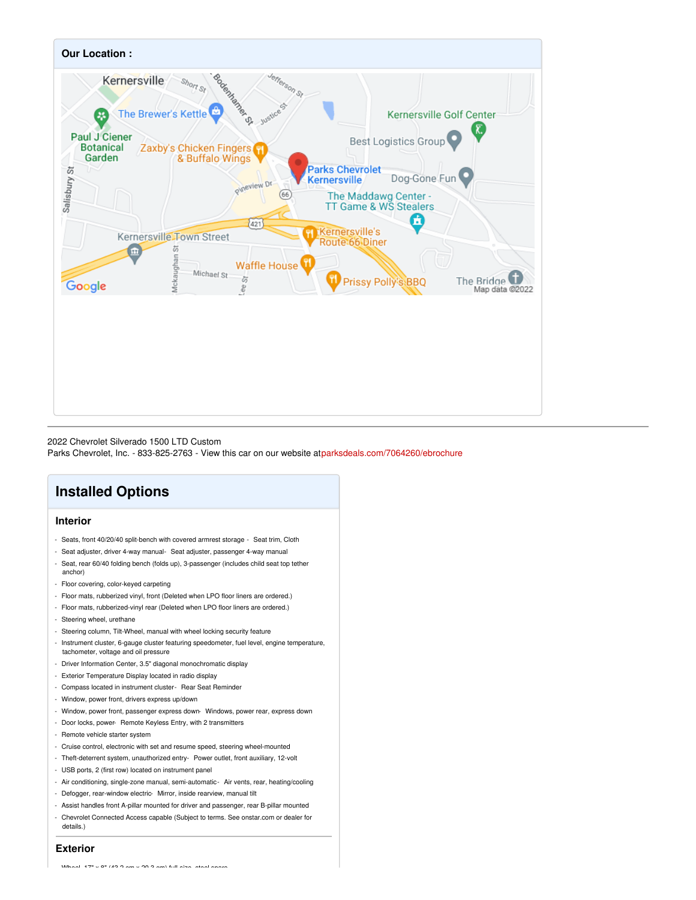## Our Location :

2022 Chevrolet Silverado 1500 LTD Custom
Parks Chevrolet, Inc. - 833-825-2763 - View this car on our website at parksdeals.com/7064260/ebrochure

# Installed Options

## Interior

- Seats, front 40/20/40 split-bench with covered armrest storage - Seat trim, Cloth
- Seat adjuster, driver 4-way manual- Seat adjuster, passenger 4-way manual
- Seat, rear 60/40 folding bench (folds up), 3-passenger (includes child seat top tether anchor)
- Floor covering, color-keyed carpeting
- Floor mats, rubberized vinyl, front (Deleted when LPO floor liners are ordered.)
- Floor mats, rubberized-vinyl rear (Deleted when LPO floor liners are ordered.)
- Steering wheel, urethane
- Steering column, Tilt-Wheel, manual with wheel locking security feature
- Instrument cluster, 6-gauge cluster featuring speedometer, fuel level, engine temperature, tachometer, voltage and oil pressure
- Driver Information Center, 3.5" diagonal monochromatic display
- Exterior Temperature Display located in radio display
- Compass located in instrument cluster- Rear Seat Reminder
- Window, power front, drivers express up/down
- Window, power front, passenger express down- Windows, power rear, express down
- Door locks, power- Remote Keyless Entry, with 2 transmitters
- Remote vehicle starter system
- Cruise control, electronic with set and resume speed, steering wheel-mounted
- Theft-deterrent system, unauthorized entry- Power outlet, front auxiliary, 12-volt
- USB ports, 2 (first row) located on instrument panel
- Air conditioning, single-zone manual, semi-automatic- Air vents, rear, heating/cooling
- Defogger, rear-window electric- Mirror, inside rearview, manual tilt
- Assist handles front A-pillar mounted for driver and passenger, rear B-pillar mounted
- Chevrolet Connected Access capable (Subject to terms. See onstar.com or dealer for details.)

## Exterior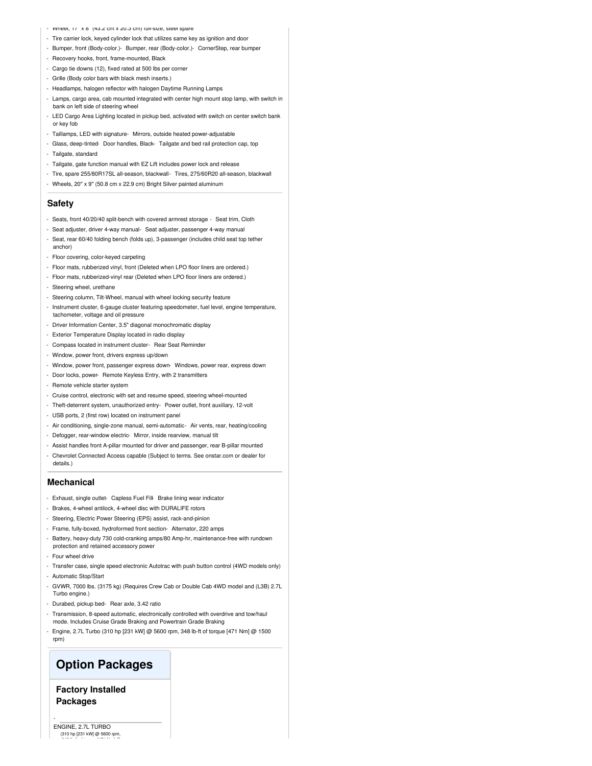- Wheel, 17" x 8" (43.2 cm x 20.3 cm) full-size, steel spare
- Tire carrier lock, keyed cylinder lock that utilizes same key as ignition and door
- Bumper, front (Body-color.)- Bumper, rear (Body-color.)- CornerStep, rear bumper
- Recovery hooks, front, frame-mounted, Black
- Cargo tie downs (12), fixed rated at 500 lbs per corner
- Grille (Body color bars with black mesh inserts.)
- Headlamps, halogen reflector with halogen Daytime Running Lamps
- Lamps, cargo area, cab mounted integrated with center high mount stop lamp, with switch in bank on left side of steering wheel
- LED Cargo Area Lighting located in pickup bed, activated with switch on center switch bank or key fob
- Taillamps, LED with signature- Mirrors, outside heated power-adjustable
- Glass, deep-tinted- Door handles, Black- Tailgate and bed rail protection cap, top
- Tailgate, standard
- Tailgate, gate function manual with EZ Lift includes power lock and release
- Tire, spare 255/80R17SL all-season, blackwall- Tires, 275/60R20 all-season, blackwall
- Wheels, 20" x 9" (50.8 cm x 22.9 cm) Bright Silver painted aluminum

## Safety

- Seats, front 40/20/40 split-bench with covered armrest storage - Seat trim, Cloth
- Seat adjuster, driver 4-way manual- Seat adjuster, passenger 4-way manual
- Seat, rear 60/40 folding bench (folds up), 3-passenger (includes child seat top tether anchor)
- Floor covering, color-keyed carpeting
- Floor mats, rubberized vinyl, front (Deleted when LPO floor liners are ordered.)
- Floor mats, rubberized-vinyl rear (Deleted when LPO floor liners are ordered.)
- Steering wheel, urethane
- Steering column, Tilt-Wheel, manual with wheel locking security feature
- Instrument cluster, 6-gauge cluster featuring speedometer, fuel level, engine temperature, tachometer, voltage and oil pressure
- Driver Information Center, 3.5" diagonal monochromatic display
- Exterior Temperature Display located in radio display
- Compass located in instrument cluster- Rear Seat Reminder
- Window, power front, drivers express up/down
- Window, power front, passenger express down- Windows, power rear, express down
- Door locks, power- Remote Keyless Entry, with 2 transmitters
- Remote vehicle starter system
- Cruise control, electronic with set and resume speed, steering wheel-mounted
- Theft-deterrent system, unauthorized entry- Power outlet, front auxiliary, 12-volt
- USB ports, 2 (first row) located on instrument panel
- Air conditioning, single-zone manual, semi-automatic- Air vents, rear, heating/cooling
- Defogger, rear-window electric- Mirror, inside rearview, manual tilt
- Assist handles front A-pillar mounted for driver and passenger, rear B-pillar mounted
- Chevrolet Connected Access capable (Subject to terms. See onstar.com or dealer for details.)

## Mechanical

- Exhaust, single outlet- Capless Fuel Fill- Brake lining wear indicator
- Brakes, 4-wheel antilock, 4-wheel disc with DURALIFE rotors
- Steering, Electric Power Steering (EPS) assist, rack-and-pinion
- Frame, fully-boxed, hydroformed front section- Alternator, 220 amps
- Battery, heavy-duty 730 cold-cranking amps/80 Amp-hr, maintenance-free with rundown protection and retained accessory power
- Four wheel drive
- Transfer case, single speed electronic Autotrac with push button control (4WD models only)
- Automatic Stop/Start
- GVWR, 7000 lbs. (3175 kg) (Requires Crew Cab or Double Cab 4WD model and (L3B) 2.7L Turbo engine.)
- Durabed, pickup bed- Rear axle, 3.42 ratio
- Transmission, 8-speed automatic, electronically controlled with overdrive and tow/haul mode. Includes Cruise Grade Braking and Powertrain Grade Braking
- Engine, 2.7L Turbo (310 hp [231 kW] @ 5600 rpm, 348 lb-ft of torque [471 Nm] @ 1500 rpm)

# Option Packages

## Factory Installed Packages

-

ENGINE, 2.7L TURBO
(310 hp [231 kW] @ 5600 rpm,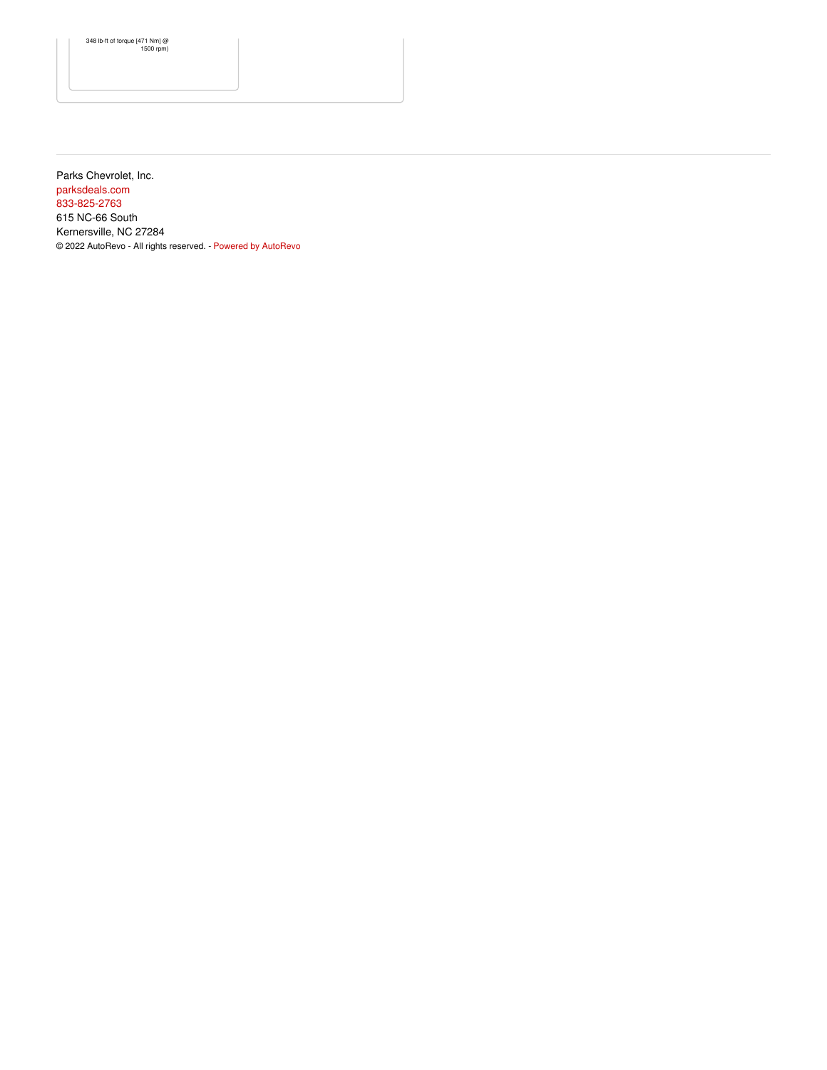348 lb-ft of torque [471 Nm] @ 1500 rpm)

---

Parks Chevrolet, Inc.
parksdeals.com
833-825-2763
615 NC-66 South
Kernersville, NC 27284
© 2022 AutoRevo - All rights reserved. - Powered by AutoRevo